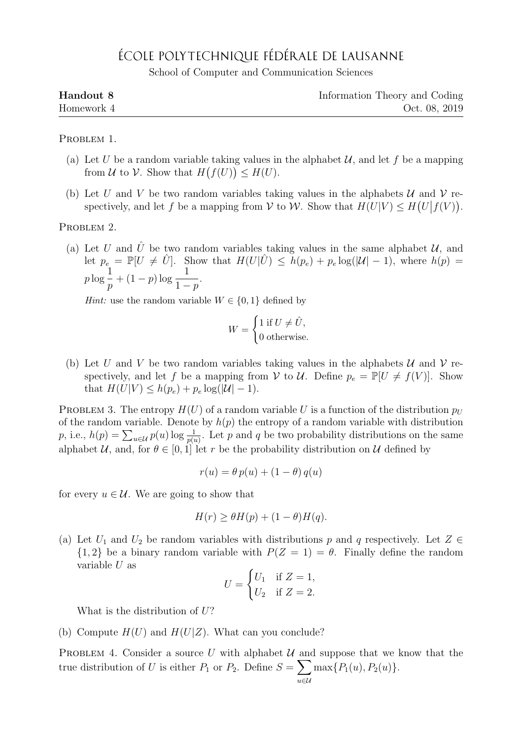# École Polytechnique Fédérale de Lausanne

School of Computer and Communication Sciences

**Handout 8** — Information Theory and Coding
Homework 4 — Oct. 08, 2019

---

Problem 1.

(a) Let $U$ be a random variable taking values in the alphabet $\mathcal{U}$, and let $f$ be a mapping from $\mathcal{U}$ to $\mathcal{V}$. Show that $H\big(f(U)\big) \le H(U)$.

(b) Let $U$ and $V$ be two random variables taking values in the alphabets $\mathcal{U}$ and $\mathcal{V}$ respectively, and let $f$ be a mapping from $\mathcal{V}$ to $\mathcal{W}$. Show that $H(U|V) \le H\big(U\big|f(V)\big)$.

Problem 2.

(a) Let $U$ and $\hat{U}$ be two random variables taking values in the same alphabet $\mathcal{U}$, and let $p_e = \mathbb{P}[U \neq \hat{U}]$. Show that $H(U|\hat{U}) \le h(p_e) + p_e \log(|\mathcal{U}| - 1)$, where $h(p) = p \log \dfrac{1}{p} + (1-p) \log \dfrac{1}{1-p}$.

*Hint:* use the random variable $W \in \{0, 1\}$ defined by

$$W = \begin{cases} 1 \text{ if } U \neq \hat{U}, \\ 0 \text{ otherwise.} \end{cases}$$

(b) Let $U$ and $V$ be two random variables taking values in the alphabets $\mathcal{U}$ and $\mathcal{V}$ respectively, and let $f$ be a mapping from $\mathcal{V}$ to $\mathcal{U}$. Define $p_e = \mathbb{P}[U \neq f(V)]$. Show that $H(U|V) \le h(p_e) + p_e \log(|\mathcal{U}| - 1)$.

Problem 3. The entropy $H(U)$ of a random variable $U$ is a function of the distribution $p_U$ of the random variable. Denote by $h(p)$ the entropy of a random variable with distribution $p$, i.e., $h(p) = \sum_{u \in \mathcal{U}} p(u) \log \frac{1}{p(u)}$. Let $p$ and $q$ be two probability distributions on the same alphabet $\mathcal{U}$, and, for $\theta \in [0, 1]$ let $r$ be the probability distribution on $\mathcal{U}$ defined by

$$r(u) = \theta\, p(u) + (1 - \theta)\, q(u)$$

for every $u \in \mathcal{U}$. We are going to show that

$$H(r) \ge \theta H(p) + (1 - \theta) H(q).$$

(a) Let $U_1$ and $U_2$ be random variables with distributions $p$ and $q$ respectively. Let $Z \in \{1, 2\}$ be a binary random variable with $P(Z = 1) = \theta$. Finally define the random variable $U$ as

$$U = \begin{cases} U_1 & \text{if } Z = 1, \\ U_2 & \text{if } Z = 2. \end{cases}$$

What is the distribution of $U$?

(b) Compute $H(U)$ and $H(U|Z)$. What can you conclude?

Problem 4. Consider a source $U$ with alphabet $\mathcal{U}$ and suppose that we know that the true distribution of $U$ is either $P_1$ or $P_2$. Define $S = \sum_{u \in \mathcal{U}} \max\{P_1(u), P_2(u)\}$.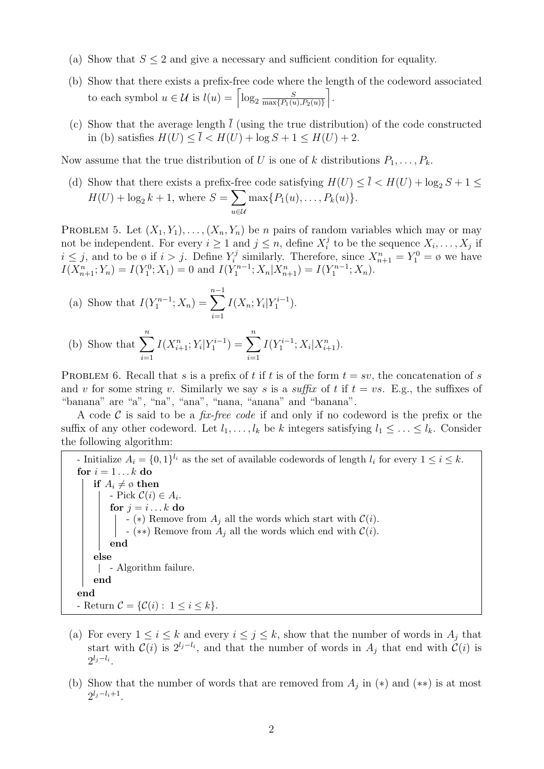(a) Show that $S \leq 2$ and give a necessary and sufficient condition for equality.

(b) Show that there exists a prefix-free code where the length of the codeword associated to each symbol $u \in \mathcal{U}$ is $l(u) = \left\lceil \log_2 \frac{S}{\max\{P_1(u), P_2(u)\}} \right\rceil$.

(c) Show that the average length $\bar{l}$ (using the true distribution) of the code constructed in (b) satisfies $H(U) \leq \bar{l} < H(U) + \log S + 1 \leq H(U) + 2$.

Now assume that the true distribution of $U$ is one of $k$ distributions $P_1, \ldots, P_k$.

(d) Show that there exists a prefix-free code satisfying $H(U) \leq \bar{l} < H(U) + \log_2 S + 1 \leq H(U) + \log_2 k + 1$, where $S = \sum_{u \in \mathcal{U}} \max\{P_1(u), \ldots, P_k(u)\}$.

PROBLEM 5. Let $(X_1, Y_1), \ldots, (X_n, Y_n)$ be $n$ pairs of random variables which may or may not be independent. For every $i \geq 1$ and $j \leq n$, define $X_i^j$ to be the sequence $X_i, \ldots, X_j$ if $i \leq j$, and to be $\emptyset$ if $i > j$. Define $Y_i^j$ similarly. Therefore, since $X_{n+1}^n = Y_1^0 = \emptyset$ we have $I(X_{n+1}^n; Y_n) = I(Y_1^0; X_1) = 0$ and $I(Y_1^{n-1}; X_n | X_{n+1}^n) = I(Y_1^{n-1}; X_n)$.

(a) Show that $I(Y_1^{n-1}; X_n) = \sum_{i=1}^{n-1} I(X_n; Y_i | Y_1^{i-1})$.

(b) Show that $\sum_{i=1}^{n} I(X_{i+1}^n; Y_i | Y_1^{i-1}) = \sum_{i=1}^{n} I(Y_1^{i-1}; X_i | X_{i+1}^n)$.

PROBLEM 6. Recall that $s$ is a prefix of $t$ if $t$ is of the form $t = sv$, the concatenation of $s$ and $v$ for some string $v$. Similarly we say $s$ is a *suffix* of $t$ if $t = vs$. E.g., the suffixes of "banana" are "a", "na", "ana", "nana, "anana" and "banana".

A code $\mathcal{C}$ is said to be a *fix-free code* if and only if no codeword is the prefix or the suffix of any other codeword. Let $l_1, \ldots, l_k$ be $k$ integers satisfying $l_1 \leq \ldots \leq l_k$. Consider the following algorithm:

```
- Initialize A_i = {0,1}^{l_i} as the set of available codewords of length l_i for every 1 ≤ i ≤ k.
for i = 1...k do
    if A_i ≠ ∅ then
        - Pick C(i) ∈ A_i.
        for j = i...k do
            - (*) Remove from A_j all the words which start with C(i).
            - (**) Remove from A_j all the words which end with C(i).
        end
    else
        - Algorithm failure.
    end
end
- Return C = {C(i) : 1 ≤ i ≤ k}.
```

(a) For every $1 \leq i \leq k$ and every $i \leq j \leq k$, show that the number of words in $A_j$ that start with $\mathcal{C}(i)$ is $2^{l_j - l_i}$, and that the number of words in $A_j$ that end with $\mathcal{C}(i)$ is $2^{l_j - l_i}$.

(b) Show that the number of words that are removed from $A_j$ in $(*)$ and $(**)$ is at most $2^{l_j - l_i + 1}$.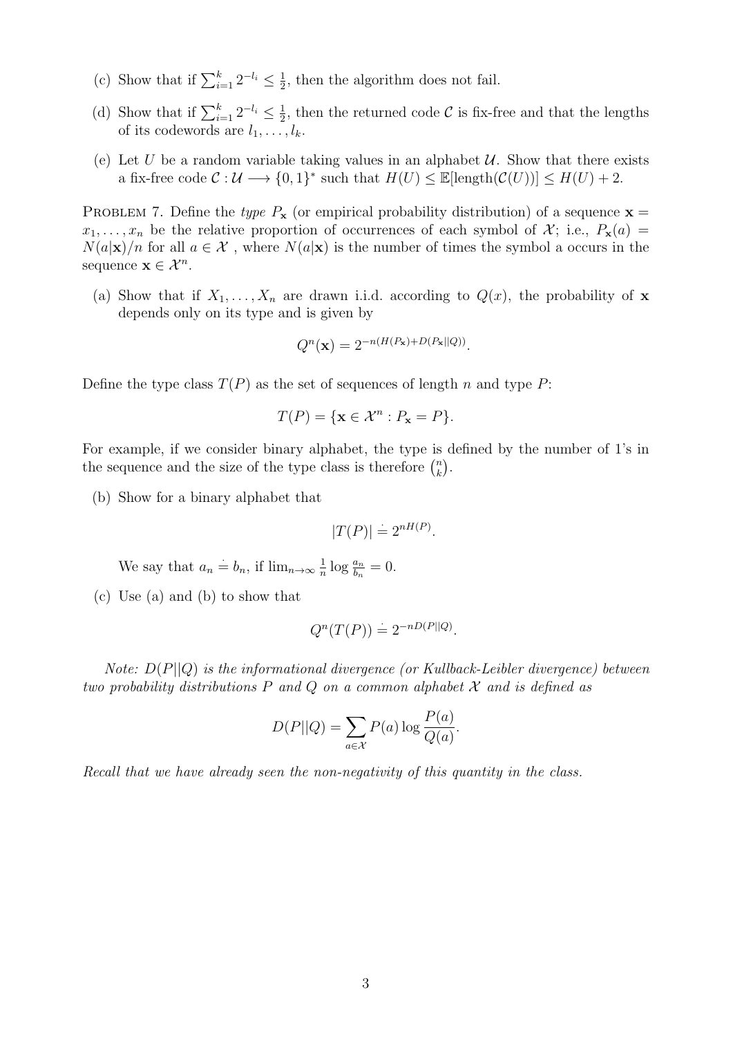(c) Show that if $\sum_{i=1}^{k} 2^{-l_i} \leq \frac{1}{2}$, then the algorithm does not fail.

(d) Show that if $\sum_{i=1}^{k} 2^{-l_i} \leq \frac{1}{2}$, then the returned code $\mathcal{C}$ is fix-free and that the lengths of its codewords are $l_1, \ldots, l_k$.

(e) Let $U$ be a random variable taking values in an alphabet $\mathcal{U}$. Show that there exists a fix-free code $\mathcal{C} : \mathcal{U} \longrightarrow \{0,1\}^*$ such that $H(U) \leq \mathbb{E}[\text{length}(\mathcal{C}(U))] \leq H(U) + 2$.

PROBLEM 7. Define the *type* $P_{\mathbf{x}}$ (or empirical probability distribution) of a sequence $\mathbf{x} = x_1, \ldots, x_n$ be the relative proportion of occurrences of each symbol of $\mathcal{X}$; i.e., $P_{\mathbf{x}}(a) = N(a|\mathbf{x})/n$ for all $a \in \mathcal{X}$ , where $N(a|\mathbf{x})$ is the number of times the symbol a occurs in the sequence $\mathbf{x} \in \mathcal{X}^n$.

(a) Show that if $X_1, \ldots, X_n$ are drawn i.i.d. according to $Q(x)$, the probability of $\mathbf{x}$ depends only on its type and is given by

$$Q^n(\mathbf{x}) = 2^{-n(H(P_{\mathbf{x}}) + D(P_{\mathbf{x}}||Q))}.$$

Define the type class $T(P)$ as the set of sequences of length $n$ and type $P$:

$$T(P) = \{\mathbf{x} \in \mathcal{X}^n : P_{\mathbf{x}} = P\}.$$

For example, if we consider binary alphabet, the type is defined by the number of 1's in the sequence and the size of the type class is therefore $\binom{n}{k}$.

(b) Show for a binary alphabet that

$$|T(P)| \doteq 2^{nH(P)}.$$

We say that $a_n \doteq b_n$, if $\lim_{n\to\infty} \frac{1}{n} \log \frac{a_n}{b_n} = 0$.

(c) Use (a) and (b) to show that

$$Q^n(T(P)) \doteq 2^{-nD(P||Q)}.$$

*Note: $D(P||Q)$ is the informational divergence (or Kullback-Leibler divergence) between two probability distributions $P$ and $Q$ on a common alphabet $\mathcal{X}$ and is defined as*

$$D(P||Q) = \sum_{a \in \mathcal{X}} P(a) \log \frac{P(a)}{Q(a)}.$$

*Recall that we have already seen the non-negativity of this quantity in the class.*